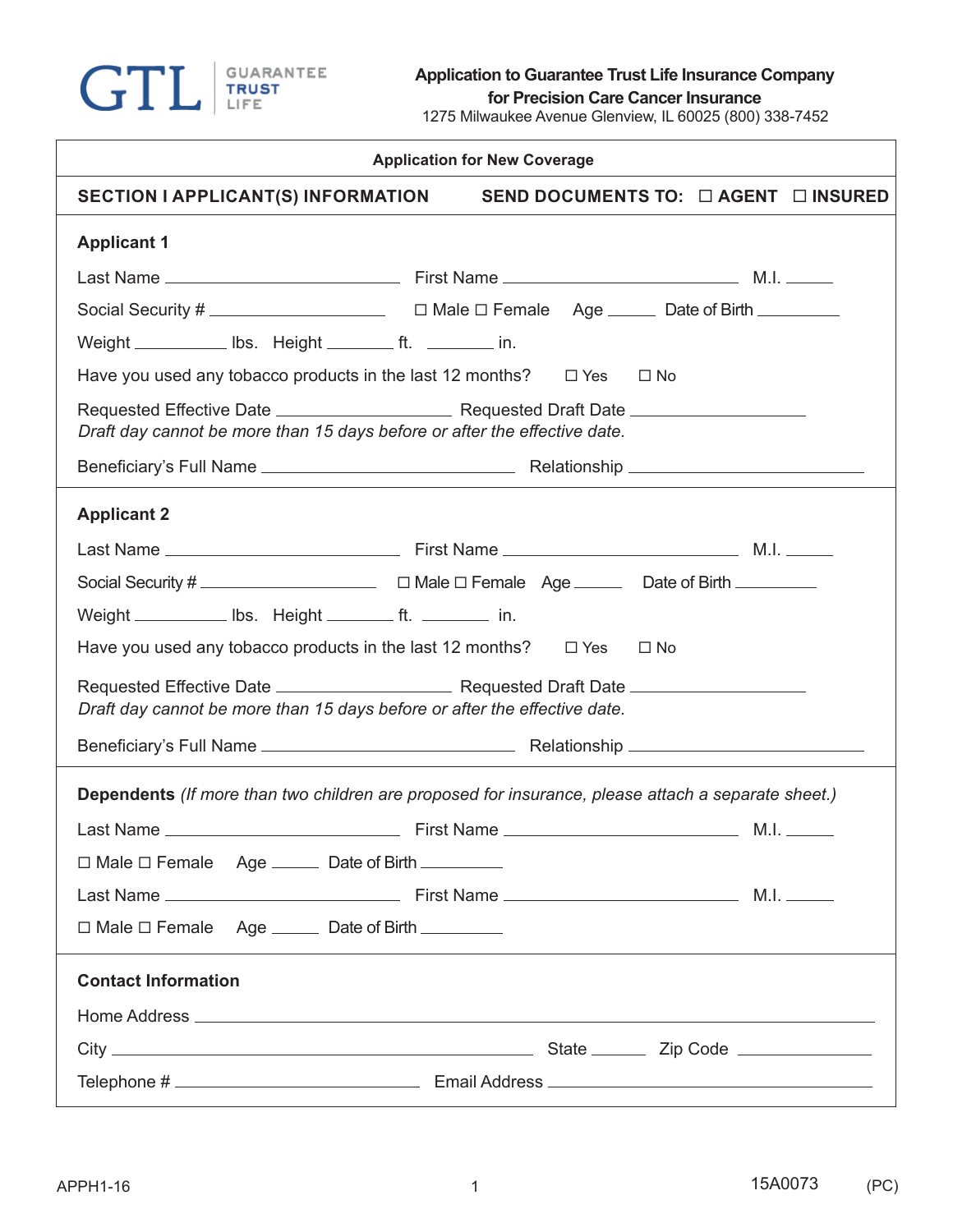GTL | GUARANTEE TRUST LIFE

**Application to Guarantee Trust Life Insurance Company**
**for Precision Care Cancer Insurance**
1275 Milwaukee Avenue Glenview, IL 60025 (800) 338-7452

**Application for New Coverage**

## SECTION I APPLICANT(S) INFORMATION

**SEND DOCUMENTS TO:** ☐ **AGENT** ☐ **INSURED**

### Applicant 1

Last Name ______________________ First Name ______________________ M.I. _____

Social Security # ________________ ☐ Male ☐ Female Age _____ Date of Birth _________

Weight _________ lbs. Height _______ ft. _______ in.

Have you used any tobacco products in the last 12 months? ☐ Yes ☐ No

Requested Effective Date ________________ Requested Draft Date ________________

*Draft day cannot be more than 15 days before or after the effective date.*

Beneficiary's Full Name ______________________ Relationship ______________________

### Applicant 2

Last Name ______________________ First Name ______________________ M.I. _____

Social Security # ________________ ☐ Male ☐ Female Age _____ Date of Birth _________

Weight _________ lbs. Height _______ ft. _______ in.

Have you used any tobacco products in the last 12 months? ☐ Yes ☐ No

Requested Effective Date ________________ Requested Draft Date ________________

*Draft day cannot be more than 15 days before or after the effective date.*

Beneficiary's Full Name ______________________ Relationship ______________________

### Dependents *(If more than two children are proposed for insurance, please attach a separate sheet.)*

Last Name ______________________ First Name ______________________ M.I. _____

☐ Male ☐ Female Age _____ Date of Birth _________

Last Name ______________________ First Name ______________________ M.I. _____

☐ Male ☐ Female Age _____ Date of Birth _________

### Contact Information

Home Address ______________________________________________

City ______________________________ State _____ Zip Code ____________

Telephone # ______________________ Email Address ______________________

APPH1-16 15A0073 (PC)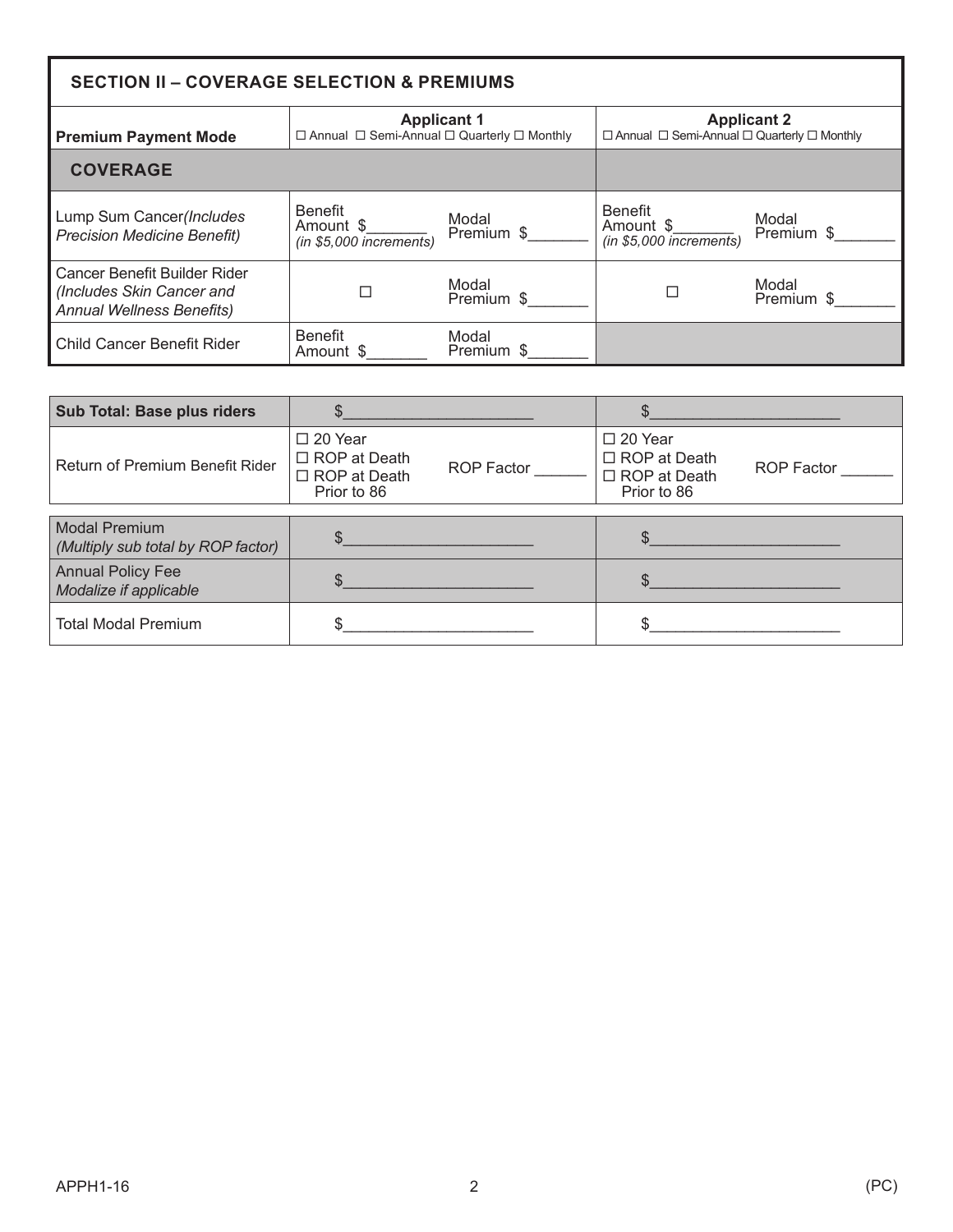## SECTION II – COVERAGE SELECTION & PREMIUMS

| Premium Payment Mode | Applicant 1<br>☐ Annual ☐ Semi-Annual ☐ Quarterly ☐ Monthly | | Applicant 2<br>☐ Annual ☐ Semi-Annual ☐ Quarterly ☐ Monthly | |
|---|---|---|---|---|
| **COVERAGE** | | | | |
| Lump Sum Cancer *(Includes Precision Medicine Benefit)* | Benefit Amount $_______ *(in $5,000 increments)* | Modal Premium $_______ | Benefit Amount $_______ *(in $5,000 increments)* | Modal Premium $_______ |
| Cancer Benefit Builder Rider *(Includes Skin Cancer and Annual Wellness Benefits)* | ☐ | Modal Premium $_______ | ☐ | Modal Premium $_______ |
| Child Cancer Benefit Rider | Benefit Amount $_______ | Modal Premium $_______ | | |

| | Applicant 1 | | Applicant 2 | |
|---|---|---|---|---|
| **Sub Total: Base plus riders** | $______________________ | | $______________________ | |
| Return of Premium Benefit Rider | ☐ 20 Year<br>☐ ROP at Death<br>☐ ROP at Death Prior to 86 | ROP Factor ______ | ☐ 20 Year<br>☐ ROP at Death<br>☐ ROP at Death Prior to 86 | ROP Factor ______ |
| Modal Premium *(Multiply sub total by ROP factor)* | $______________________ | | $______________________ | |
| Annual Policy Fee *Modalize if applicable* | $______________________ | | $______________________ | |
| Total Modal Premium | $______________________ | | $______________________ | |

APPH1-16 (PC)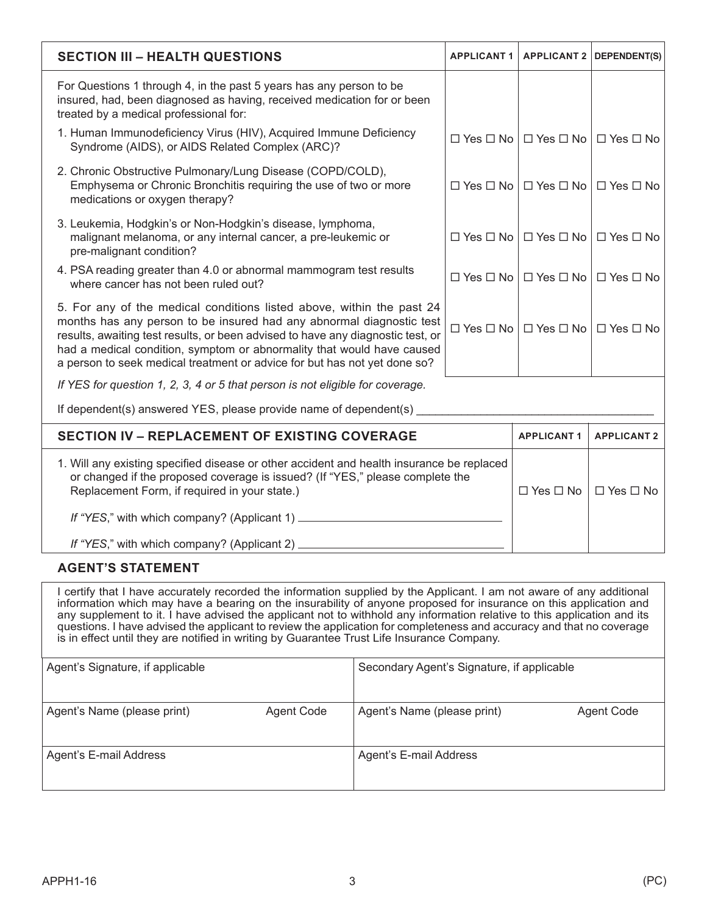| SECTION III – HEALTH QUESTIONS | APPLICANT 1 | APPLICANT 2 | DEPENDENT(S) |
|---|---|---|---|
| For Questions 1 through 4, in the past 5 years has any person to be insured, had, been diagnosed as having, received medication for or been treated by a medical professional for: | | | |
| 1. Human Immunodeficiency Virus (HIV), Acquired Immune Deficiency Syndrome (AIDS), or AIDS Related Complex (ARC)? | ☐ Yes ☐ No | ☐ Yes ☐ No | ☐ Yes ☐ No |
| 2. Chronic Obstructive Pulmonary/Lung Disease (COPD/COLD), Emphysema or Chronic Bronchitis requiring the use of two or more medications or oxygen therapy? | ☐ Yes ☐ No | ☐ Yes ☐ No | ☐ Yes ☐ No |
| 3. Leukemia, Hodgkin's or Non-Hodgkin's disease, lymphoma, malignant melanoma, or any internal cancer, a pre-leukemic or pre-malignant condition? | ☐ Yes ☐ No | ☐ Yes ☐ No | ☐ Yes ☐ No |
| 4. PSA reading greater than 4.0 or abnormal mammogram test results where cancer has not been ruled out? | ☐ Yes ☐ No | ☐ Yes ☐ No | ☐ Yes ☐ No |
| 5. For any of the medical conditions listed above, within the past 24 months has any person to be insured had any abnormal diagnostic test results, awaiting test results, or been advised to have any diagnostic test, or had a medical condition, symptom or abnormality that would have caused a person to seek medical treatment or advice for but has not yet done so? | ☐ Yes ☐ No | ☐ Yes ☐ No | ☐ Yes ☐ No |

*If YES for question 1, 2, 3, 4 or 5 that person is not eligible for coverage.*

If dependent(s) answered YES, please provide name of dependent(s) ___________________________________

| SECTION IV – REPLACEMENT OF EXISTING COVERAGE | APPLICANT 1 | APPLICANT 2 |
|---|---|---|
| 1. Will any existing specified disease or other accident and health insurance be replaced or changed if the proposed coverage is issued? (If "YES," please complete the Replacement Form, if required in your state.) | ☐ Yes ☐ No | ☐ Yes ☐ No |
| *If "YES*," with which company? (Applicant 1) ______________________________ | | |
| *If "YES*," with which company? (Applicant 2) ______________________________ | | |

## AGENT'S STATEMENT

I certify that I have accurately recorded the information supplied by the Applicant. I am not aware of any additional information which may have a bearing on the insurability of anyone proposed for insurance on this application and any supplement to it. I have advised the applicant not to withhold any information relative to this application and its questions. I have advised the applicant to review the application for completeness and accuracy and that no coverage is in effect until they are notified in writing by Guarantee Trust Life Insurance Company.

| Agent's Signature, if applicable | | Secondary Agent's Signature, if applicable | |
|---|---|---|---|
| Agent's Name (please print) | Agent Code | Agent's Name (please print) | Agent Code |
| Agent's E-mail Address | | Agent's E-mail Address | |

APPH1-16 (PC)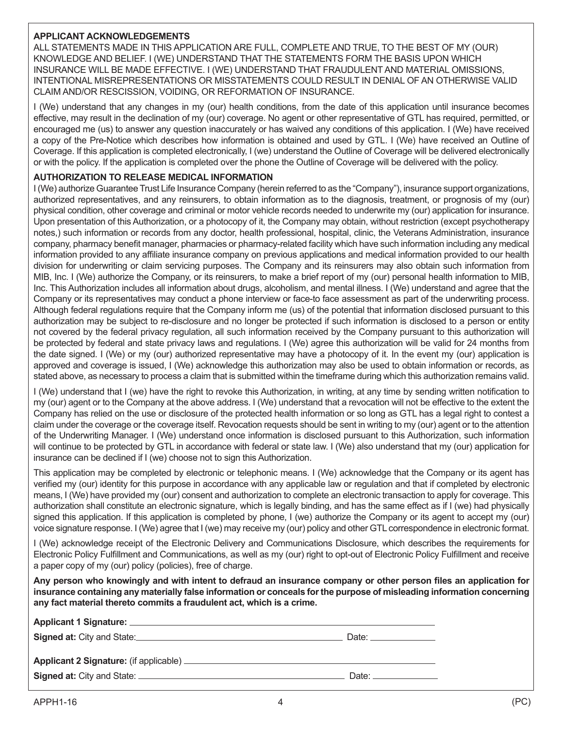**APPLICANT ACKNOWLEDGEMENTS**

ALL STATEMENTS MADE IN THIS APPLICATION ARE FULL, COMPLETE AND TRUE, TO THE BEST OF MY (OUR) KNOWLEDGE AND BELIEF. I (WE) UNDERSTAND THAT THE STATEMENTS FORM THE BASIS UPON WHICH INSURANCE WILL BE MADE EFFECTIVE. I (WE) UNDERSTAND THAT FRAUDULENT AND MATERIAL OMISSIONS, INTENTIONAL MISREPRESENTATIONS OR MISSTATEMENTS COULD RESULT IN DENIAL OF AN OTHERWISE VALID CLAIM AND/OR RESCISSION, VOIDING, OR REFORMATION OF INSURANCE.

I (We) understand that any changes in my (our) health conditions, from the date of this application until insurance becomes effective, may result in the declination of my (our) coverage. No agent or other representative of GTL has required, permitted, or encouraged me (us) to answer any question inaccurately or has waived any conditions of this application. I (We) have received a copy of the Pre-Notice which describes how information is obtained and used by GTL. I (We) have received an Outline of Coverage. If this application is completed electronically, I (we) understand the Outline of Coverage will be delivered electronically or with the policy. If the application is completed over the phone the Outline of Coverage will be delivered with the policy.

**AUTHORIZATION TO RELEASE MEDICAL INFORMATION**

I (We) authorize Guarantee Trust Life Insurance Company (herein referred to as the "Company"), insurance support organizations, authorized representatives, and any reinsurers, to obtain information as to the diagnosis, treatment, or prognosis of my (our) physical condition, other coverage and criminal or motor vehicle records needed to underwrite my (our) application for insurance. Upon presentation of this Authorization, or a photocopy of it, the Company may obtain, without restriction (except psychotherapy notes,) such information or records from any doctor, health professional, hospital, clinic, the Veterans Administration, insurance company, pharmacy benefit manager, pharmacies or pharmacy-related facility which have such information including any medical information provided to any affiliate insurance company on previous applications and medical information provided to our health division for underwriting or claim servicing purposes. The Company and its reinsurers may also obtain such information from MIB, Inc. I (We) authorize the Company, or its reinsurers, to make a brief report of my (our) personal health information to MIB, Inc. This Authorization includes all information about drugs, alcoholism, and mental illness. I (We) understand and agree that the Company or its representatives may conduct a phone interview or face-to face assessment as part of the underwriting process. Although federal regulations require that the Company inform me (us) of the potential that information disclosed pursuant to this authorization may be subject to re-disclosure and no longer be protected if such information is disclosed to a person or entity not covered by the federal privacy regulation, all such information received by the Company pursuant to this authorization will be protected by federal and state privacy laws and regulations. I (We) agree this authorization will be valid for 24 months from the date signed. I (We) or my (our) authorized representative may have a photocopy of it. In the event my (our) application is approved and coverage is issued, I (We) acknowledge this authorization may also be used to obtain information or records, as stated above, as necessary to process a claim that is submitted within the timeframe during which this authorization remains valid.

I (We) understand that I (we) have the right to revoke this Authorization, in writing, at any time by sending written notification to my (our) agent or to the Company at the above address. I (We) understand that a revocation will not be effective to the extent the Company has relied on the use or disclosure of the protected health information or so long as GTL has a legal right to contest a claim under the coverage or the coverage itself. Revocation requests should be sent in writing to my (our) agent or to the attention of the Underwriting Manager. I (We) understand once information is disclosed pursuant to this Authorization, such information will continue to be protected by GTL in accordance with federal or state law. I (We) also understand that my (our) application for insurance can be declined if I (we) choose not to sign this Authorization.

This application may be completed by electronic or telephonic means. I (We) acknowledge that the Company or its agent has verified my (our) identity for this purpose in accordance with any applicable law or regulation and that if completed by electronic means, I (We) have provided my (our) consent and authorization to complete an electronic transaction to apply for coverage. This authorization shall constitute an electronic signature, which is legally binding, and has the same effect as if I (we) had physically signed this application. If this application is completed by phone, I (we) authorize the Company or its agent to accept my (our) voice signature response. I (We) agree that I (we) may receive my (our) policy and other GTL correspondence in electronic format.

I (We) acknowledge receipt of the Electronic Delivery and Communications Disclosure, which describes the requirements for Electronic Policy Fulfillment and Communications, as well as my (our) right to opt-out of Electronic Policy Fulfillment and receive a paper copy of my (our) policy (policies), free of charge.

**Any person who knowingly and with intent to defraud an insurance company or other person files an application for insurance containing any materially false information or conceals for the purpose of misleading information concerning any fact material thereto commits a fraudulent act, which is a crime.**

**Applicant 1 Signature:** ______________________________

**Signed at:** City and State: ______________________________ Date: ______________

**Applicant 2 Signature:** (if applicable) ______________________________

**Signed at:** City and State: ______________________________ Date: ______________

APPH1-16 (PC)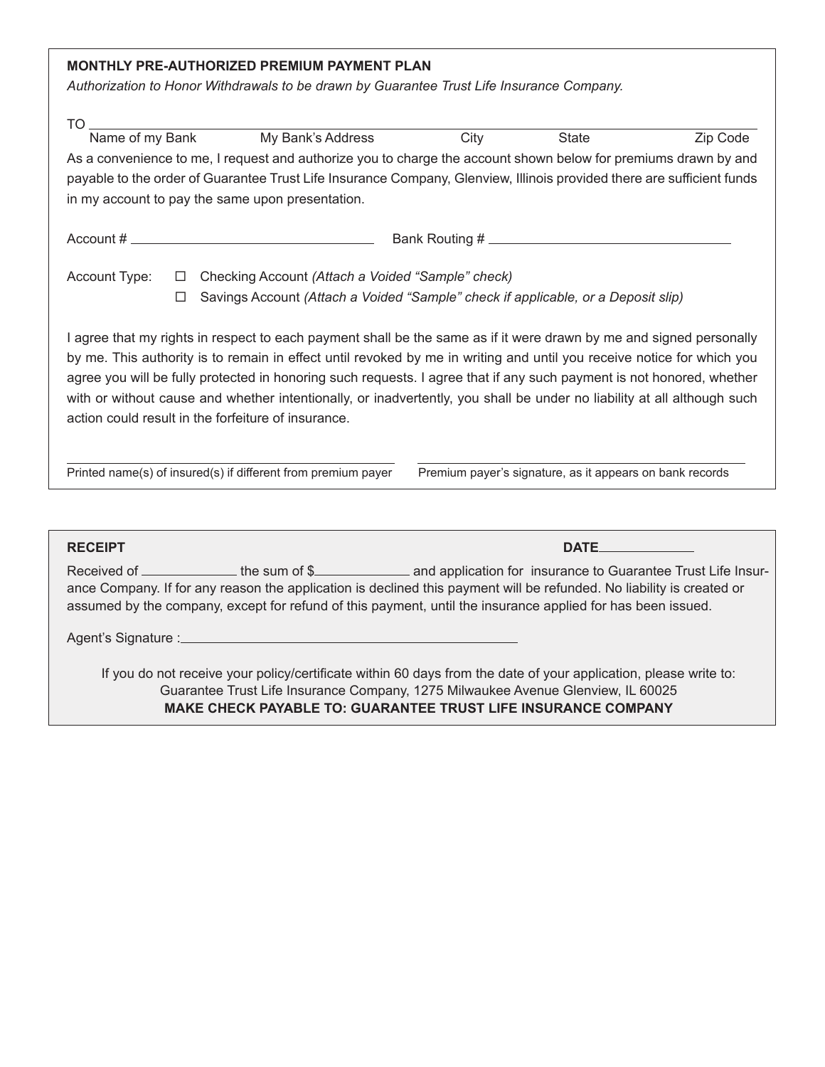**MONTHLY PRE-AUTHORIZED PREMIUM PAYMENT PLAN**

*Authorization to Honor Withdrawals to be drawn by Guarantee Trust Life Insurance Company.*

TO ____________________________________________________________

Name of my Bank    My Bank's Address    City    State    Zip Code

As a convenience to me, I request and authorize you to charge the account shown below for premiums drawn by and payable to the order of Guarantee Trust Life Insurance Company, Glenview, Illinois provided there are sufficient funds in my account to pay the same upon presentation.

Account # ______________________________    Bank Routing # ______________________________

Account Type:

- ☐ Checking Account *(Attach a Voided "Sample" check)*
- ☐ Savings Account *(Attach a Voided "Sample" check if applicable, or a Deposit slip)*

I agree that my rights in respect to each payment shall be the same as if it were drawn by me and signed personally by me. This authority is to remain in effect until revoked by me in writing and until you receive notice for which you agree you will be fully protected in honoring such requests. I agree that if any such payment is not honored, whether with or without cause and whether intentionally, or inadvertently, you shall be under no liability at all although such action could result in the forfeiture of insurance.

______________________________    ______________________________

Printed name(s) of insured(s) if different from premium payer    Premium payer's signature, as it appears on bank records

**RECEIPT**    **DATE**____________

Received of ____________ the sum of $____________ and application for insurance to Guarantee Trust Life Insurance Company. If for any reason the application is declined this payment will be refunded. No liability is created or assumed by the company, except for refund of this payment, until the insurance applied for has been issued.

Agent's Signature :______________________________

If you do not receive your policy/certificate within 60 days from the date of your application, please write to: Guarantee Trust Life Insurance Company, 1275 Milwaukee Avenue Glenview, IL 60025

**MAKE CHECK PAYABLE TO: GUARANTEE TRUST LIFE INSURANCE COMPANY**